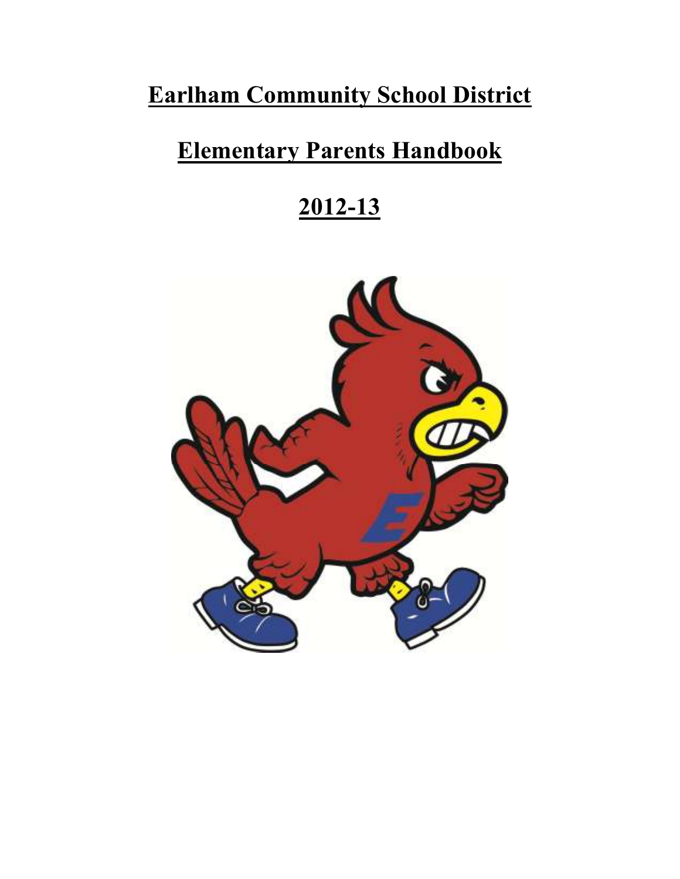# Earlham Community School District

# Elementary Parents Handbook

# 2012-13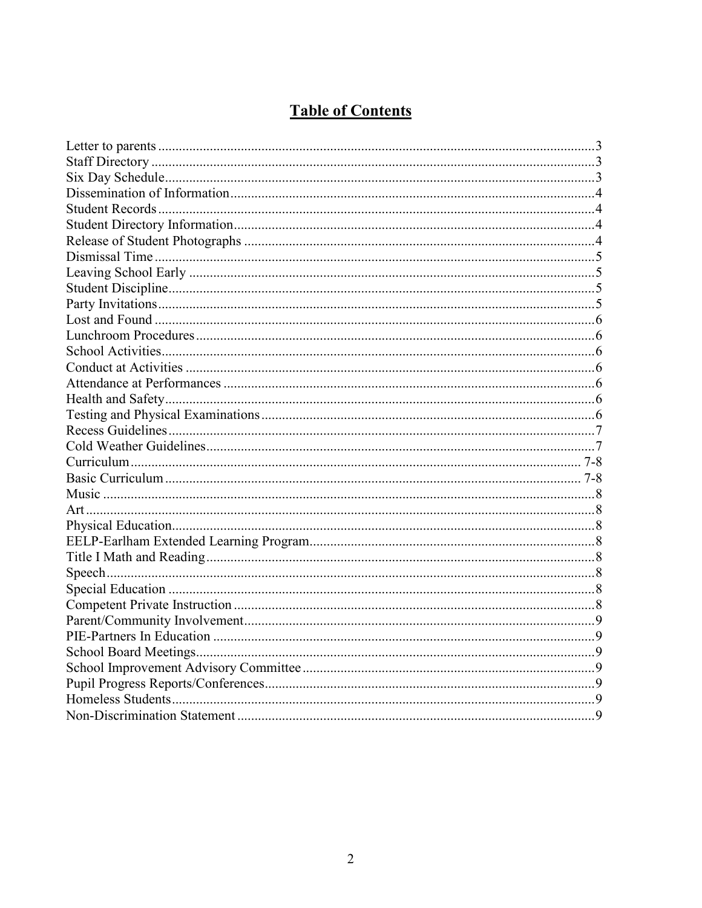# Table of Contents

Letter to parents ....................................................................................................................3
Staff Directory ........................................................................................................................3
Six Day Schedule....................................................................................................................3
Dissemination of Information...............................................................................................4
Student Records .....................................................................................................................4
Student Directory Information...............................................................................................4
Release of Student Photographs ............................................................................................4
Dismissal Time ......................................................................................................................5
Leaving School Early ............................................................................................................5
Student Discipline..................................................................................................................5
Party Invitations.....................................................................................................................5
Lost and Found ......................................................................................................................6
Lunchroom Procedures ..........................................................................................................6
School Activities....................................................................................................................6
Conduct at Activities .............................................................................................................6
Attendance at Performances ..................................................................................................6
Health and Safety...................................................................................................................6
Testing and Physical Examinations.......................................................................................6
Recess Guidelines..................................................................................................................7
Cold Weather Guidelines.......................................................................................................7
Curriculum.......................................................................................................................... 7-8
Basic Curriculum ................................................................................................................ 7-8
Music .....................................................................................................................................8
Art..........................................................................................................................................8
Physical Education.................................................................................................................8
EELP-Earlham Extended Learning Program.........................................................................8
Title I Math and Reading.......................................................................................................8
Speech.....................................................................................................................................8
Special Education ..................................................................................................................8
Competent Private Instruction ...............................................................................................8
Parent/Community Involvement............................................................................................9
PIE-Partners In Education .....................................................................................................9
School Board Meetings..........................................................................................................9
School Improvement Advisory Committee ...........................................................................9
Pupil Progress Reports/Conferences......................................................................................9
Homeless Students.................................................................................................................9
Non-Discrimination Statement ..............................................................................................9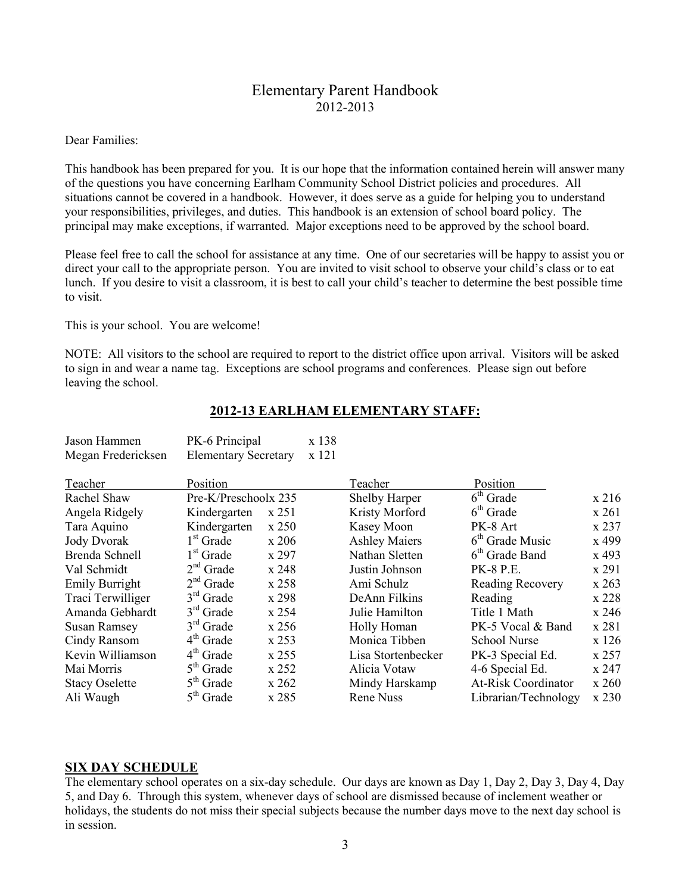# Elementary Parent Handbook
2012-2013

Dear Families:

This handbook has been prepared for you. It is our hope that the information contained herein will answer many of the questions you have concerning Earlham Community School District policies and procedures. All situations cannot be covered in a handbook. However, it does serve as a guide for helping you to understand your responsibilities, privileges, and duties. This handbook is an extension of school board policy. The principal may make exceptions, if warranted. Major exceptions need to be approved by the school board.

Please feel free to call the school for assistance at any time. One of our secretaries will be happy to assist you or direct your call to the appropriate person. You are invited to visit school to observe your child's class or to eat lunch. If you desire to visit a classroom, it is best to call your child's teacher to determine the best possible time to visit.

This is your school. You are welcome!

NOTE: All visitors to the school are required to report to the district office upon arrival. Visitors will be asked to sign in and wear a name tag. Exceptions are school programs and conferences. Please sign out before leaving the school.

## 2012-13 EARLHAM ELEMENTARY STAFF:

| | | |
|---|---|---|
| Jason Hammen | PK-6 Principal | x 138 |
| Megan Fredericksen | Elementary Secretary | x 121 |

| Teacher | Position | | Teacher | Position | |
|---|---|---|---|---|---|
| Rachel Shaw | Pre-K/Preschool | x 235 | Shelby Harper | 6th Grade | x 216 |
| Angela Ridgely | Kindergarten | x 251 | Kristy Morford | 6th Grade | x 261 |
| Tara Aquino | Kindergarten | x 250 | Kasey Moon | PK-8 Art | x 237 |
| Jody Dvorak | 1st Grade | x 206 | Ashley Maiers | 6th Grade Music | x 499 |
| Brenda Schnell | 1st Grade | x 297 | Nathan Sletten | 6th Grade Band | x 493 |
| Val Schmidt | 2nd Grade | x 248 | Justin Johnson | PK-8 P.E. | x 291 |
| Emily Burright | 2nd Grade | x 258 | Ami Schulz | Reading Recovery | x 263 |
| Traci Terwilliger | 3rd Grade | x 298 | DeAnn Filkins | Reading | x 228 |
| Amanda Gebhardt | 3rd Grade | x 254 | Julie Hamilton | Title 1 Math | x 246 |
| Susan Ramsey | 3rd Grade | x 256 | Holly Homan | PK-5 Vocal & Band | x 281 |
| Cindy Ransom | 4th Grade | x 253 | Monica Tibben | School Nurse | x 126 |
| Kevin Williamson | 4th Grade | x 255 | Lisa Stortenbecker | PK-3 Special Ed. | x 257 |
| Mai Morris | 5th Grade | x 252 | Alicia Votaw | 4-6 Special Ed. | x 247 |
| Stacy Oselette | 5th Grade | x 262 | Mindy Harskamp | At-Risk Coordinator | x 260 |
| Ali Waugh | 5th Grade | x 285 | Rene Nuss | Librarian/Technology | x 230 |

## SIX DAY SCHEDULE

The elementary school operates on a six-day schedule. Our days are known as Day 1, Day 2, Day 3, Day 4, Day 5, and Day 6. Through this system, whenever days of school are dismissed because of inclement weather or holidays, the students do not miss their special subjects because the number days move to the next day school is in session.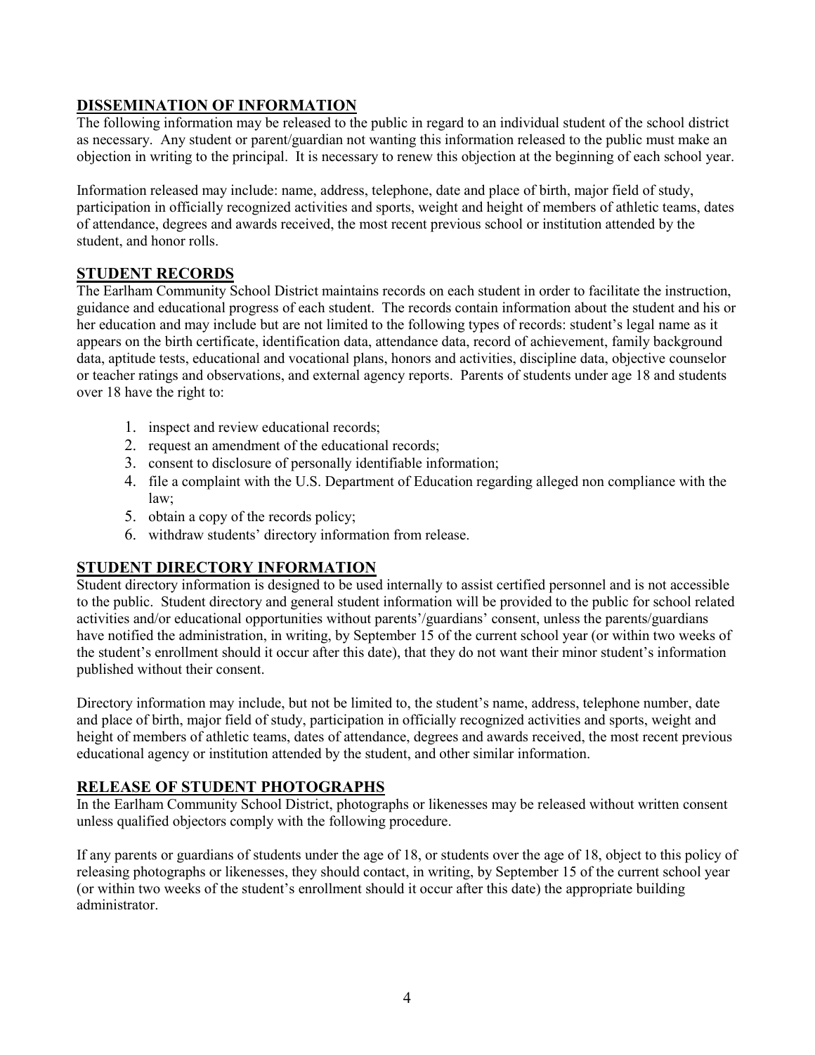## DISSEMINATION OF INFORMATION

The following information may be released to the public in regard to an individual student of the school district as necessary. Any student or parent/guardian not wanting this information released to the public must make an objection in writing to the principal. It is necessary to renew this objection at the beginning of each school year.

Information released may include: name, address, telephone, date and place of birth, major field of study, participation in officially recognized activities and sports, weight and height of members of athletic teams, dates of attendance, degrees and awards received, the most recent previous school or institution attended by the student, and honor rolls.

## STUDENT RECORDS

The Earlham Community School District maintains records on each student in order to facilitate the instruction, guidance and educational progress of each student. The records contain information about the student and his or her education and may include but are not limited to the following types of records: student's legal name as it appears on the birth certificate, identification data, attendance data, record of achievement, family background data, aptitude tests, educational and vocational plans, honors and activities, discipline data, objective counselor or teacher ratings and observations, and external agency reports. Parents of students under age 18 and students over 18 have the right to:

1. inspect and review educational records;
2. request an amendment of the educational records;
3. consent to disclosure of personally identifiable information;
4. file a complaint with the U.S. Department of Education regarding alleged non compliance with the law;
5. obtain a copy of the records policy;
6. withdraw students' directory information from release.

## STUDENT DIRECTORY INFORMATION

Student directory information is designed to be used internally to assist certified personnel and is not accessible to the public. Student directory and general student information will be provided to the public for school related activities and/or educational opportunities without parents'/guardians' consent, unless the parents/guardians have notified the administration, in writing, by September 15 of the current school year (or within two weeks of the student's enrollment should it occur after this date), that they do not want their minor student's information published without their consent.

Directory information may include, but not be limited to, the student's name, address, telephone number, date and place of birth, major field of study, participation in officially recognized activities and sports, weight and height of members of athletic teams, dates of attendance, degrees and awards received, the most recent previous educational agency or institution attended by the student, and other similar information.

## RELEASE OF STUDENT PHOTOGRAPHS

In the Earlham Community School District, photographs or likenesses may be released without written consent unless qualified objectors comply with the following procedure.

If any parents or guardians of students under the age of 18, or students over the age of 18, object to this policy of releasing photographs or likenesses, they should contact, in writing, by September 15 of the current school year (or within two weeks of the student's enrollment should it occur after this date) the appropriate building administrator.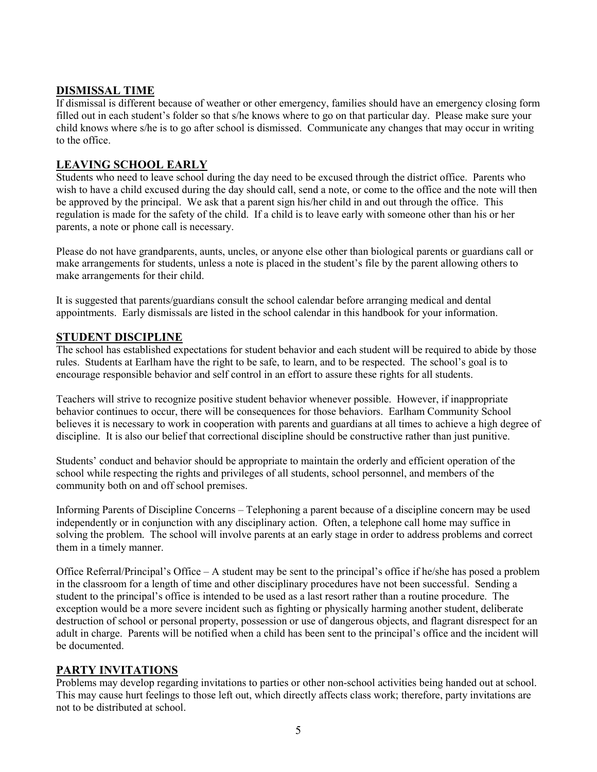## DISMISSAL TIME

If dismissal is different because of weather or other emergency, families should have an emergency closing form filled out in each student's folder so that s/he knows where to go on that particular day. Please make sure your child knows where s/he is to go after school is dismissed. Communicate any changes that may occur in writing to the office.

## LEAVING SCHOOL EARLY

Students who need to leave school during the day need to be excused through the district office. Parents who wish to have a child excused during the day should call, send a note, or come to the office and the note will then be approved by the principal. We ask that a parent sign his/her child in and out through the office. This regulation is made for the safety of the child. If a child is to leave early with someone other than his or her parents, a note or phone call is necessary.

Please do not have grandparents, aunts, uncles, or anyone else other than biological parents or guardians call or make arrangements for students, unless a note is placed in the student's file by the parent allowing others to make arrangements for their child.

It is suggested that parents/guardians consult the school calendar before arranging medical and dental appointments. Early dismissals are listed in the school calendar in this handbook for your information.

## STUDENT DISCIPLINE

The school has established expectations for student behavior and each student will be required to abide by those rules. Students at Earlham have the right to be safe, to learn, and to be respected. The school's goal is to encourage responsible behavior and self control in an effort to assure these rights for all students.

Teachers will strive to recognize positive student behavior whenever possible. However, if inappropriate behavior continues to occur, there will be consequences for those behaviors. Earlham Community School believes it is necessary to work in cooperation with parents and guardians at all times to achieve a high degree of discipline. It is also our belief that correctional discipline should be constructive rather than just punitive.

Students' conduct and behavior should be appropriate to maintain the orderly and efficient operation of the school while respecting the rights and privileges of all students, school personnel, and members of the community both on and off school premises.

Informing Parents of Discipline Concerns – Telephoning a parent because of a discipline concern may be used independently or in conjunction with any disciplinary action. Often, a telephone call home may suffice in solving the problem. The school will involve parents at an early stage in order to address problems and correct them in a timely manner.

Office Referral/Principal's Office – A student may be sent to the principal's office if he/she has posed a problem in the classroom for a length of time and other disciplinary procedures have not been successful. Sending a student to the principal's office is intended to be used as a last resort rather than a routine procedure. The exception would be a more severe incident such as fighting or physically harming another student, deliberate destruction of school or personal property, possession or use of dangerous objects, and flagrant disrespect for an adult in charge. Parents will be notified when a child has been sent to the principal's office and the incident will be documented.

## PARTY INVITATIONS

Problems may develop regarding invitations to parties or other non-school activities being handed out at school. This may cause hurt feelings to those left out, which directly affects class work; therefore, party invitations are not to be distributed at school.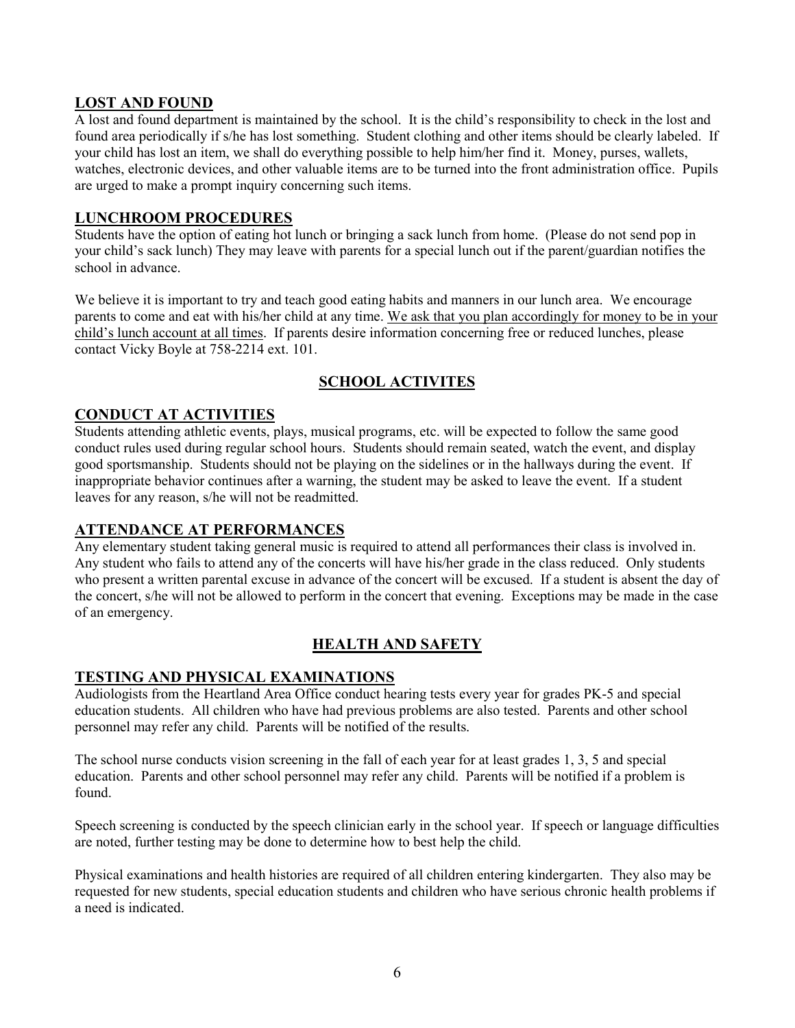## LOST AND FOUND

A lost and found department is maintained by the school. It is the child's responsibility to check in the lost and found area periodically if s/he has lost something. Student clothing and other items should be clearly labeled. If your child has lost an item, we shall do everything possible to help him/her find it. Money, purses, wallets, watches, electronic devices, and other valuable items are to be turned into the front administration office. Pupils are urged to make a prompt inquiry concerning such items.

## LUNCHROOM PROCEDURES

Students have the option of eating hot lunch or bringing a sack lunch from home. (Please do not send pop in your child's sack lunch) They may leave with parents for a special lunch out if the parent/guardian notifies the school in advance.

We believe it is important to try and teach good eating habits and manners in our lunch area. We encourage parents to come and eat with his/her child at any time. <u>We ask that you plan accordingly for money to be in your child's lunch account at all times</u>. If parents desire information concerning free or reduced lunches, please contact Vicky Boyle at 758-2214 ext. 101.

# SCHOOL ACTIVITES

## CONDUCT AT ACTIVITIES

Students attending athletic events, plays, musical programs, etc. will be expected to follow the same good conduct rules used during regular school hours. Students should remain seated, watch the event, and display good sportsmanship. Students should not be playing on the sidelines or in the hallways during the event. If inappropriate behavior continues after a warning, the student may be asked to leave the event. If a student leaves for any reason, s/he will not be readmitted.

## ATTENDANCE AT PERFORMANCES

Any elementary student taking general music is required to attend all performances their class is involved in. Any student who fails to attend any of the concerts will have his/her grade in the class reduced. Only students who present a written parental excuse in advance of the concert will be excused. If a student is absent the day of the concert, s/he will not be allowed to perform in the concert that evening. Exceptions may be made in the case of an emergency.

# HEALTH AND SAFETY

## TESTING AND PHYSICAL EXAMINATIONS

Audiologists from the Heartland Area Office conduct hearing tests every year for grades PK-5 and special education students. All children who have had previous problems are also tested. Parents and other school personnel may refer any child. Parents will be notified of the results.

The school nurse conducts vision screening in the fall of each year for at least grades 1, 3, 5 and special education. Parents and other school personnel may refer any child. Parents will be notified if a problem is found.

Speech screening is conducted by the speech clinician early in the school year. If speech or language difficulties are noted, further testing may be done to determine how to best help the child.

Physical examinations and health histories are required of all children entering kindergarten. They also may be requested for new students, special education students and children who have serious chronic health problems if a need is indicated.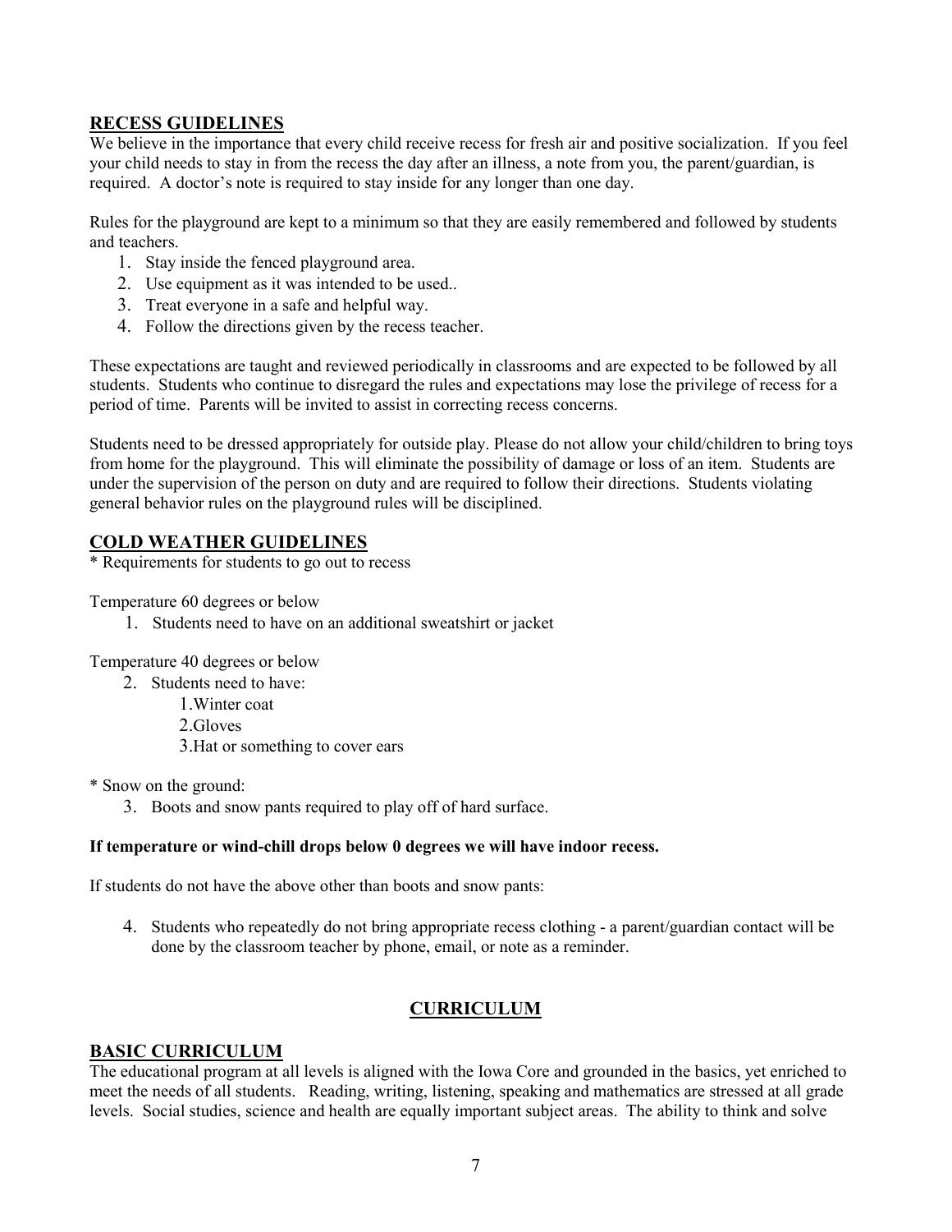## RECESS GUIDELINES

We believe in the importance that every child receive recess for fresh air and positive socialization. If you feel your child needs to stay in from the recess the day after an illness, a note from you, the parent/guardian, is required. A doctor's note is required to stay inside for any longer than one day.

Rules for the playground are kept to a minimum so that they are easily remembered and followed by students and teachers.

1. Stay inside the fenced playground area.
2. Use equipment as it was intended to be used..
3. Treat everyone in a safe and helpful way.
4. Follow the directions given by the recess teacher.

These expectations are taught and reviewed periodically in classrooms and are expected to be followed by all students. Students who continue to disregard the rules and expectations may lose the privilege of recess for a period of time. Parents will be invited to assist in correcting recess concerns.

Students need to be dressed appropriately for outside play. Please do not allow your child/children to bring toys from home for the playground. This will eliminate the possibility of damage or loss of an item. Students are under the supervision of the person on duty and are required to follow their directions. Students violating general behavior rules on the playground rules will be disciplined.

## COLD WEATHER GUIDELINES

* Requirements for students to go out to recess

Temperature 60 degrees or below

1. Students need to have on an additional sweatshirt or jacket

Temperature 40 degrees or below

2. Students need to have:
   1. Winter coat
   2. Gloves
   3. Hat or something to cover ears

* Snow on the ground:

3. Boots and snow pants required to play off of hard surface.

**If temperature or wind-chill drops below 0 degrees we will have indoor recess.**

If students do not have the above other than boots and snow pants:

4. Students who repeatedly do not bring appropriate recess clothing - a parent/guardian contact will be done by the classroom teacher by phone, email, or note as a reminder.

# CURRICULUM

## BASIC CURRICULUM

The educational program at all levels is aligned with the Iowa Core and grounded in the basics, yet enriched to meet the needs of all students. Reading, writing, listening, speaking and mathematics are stressed at all grade levels. Social studies, science and health are equally important subject areas. The ability to think and solve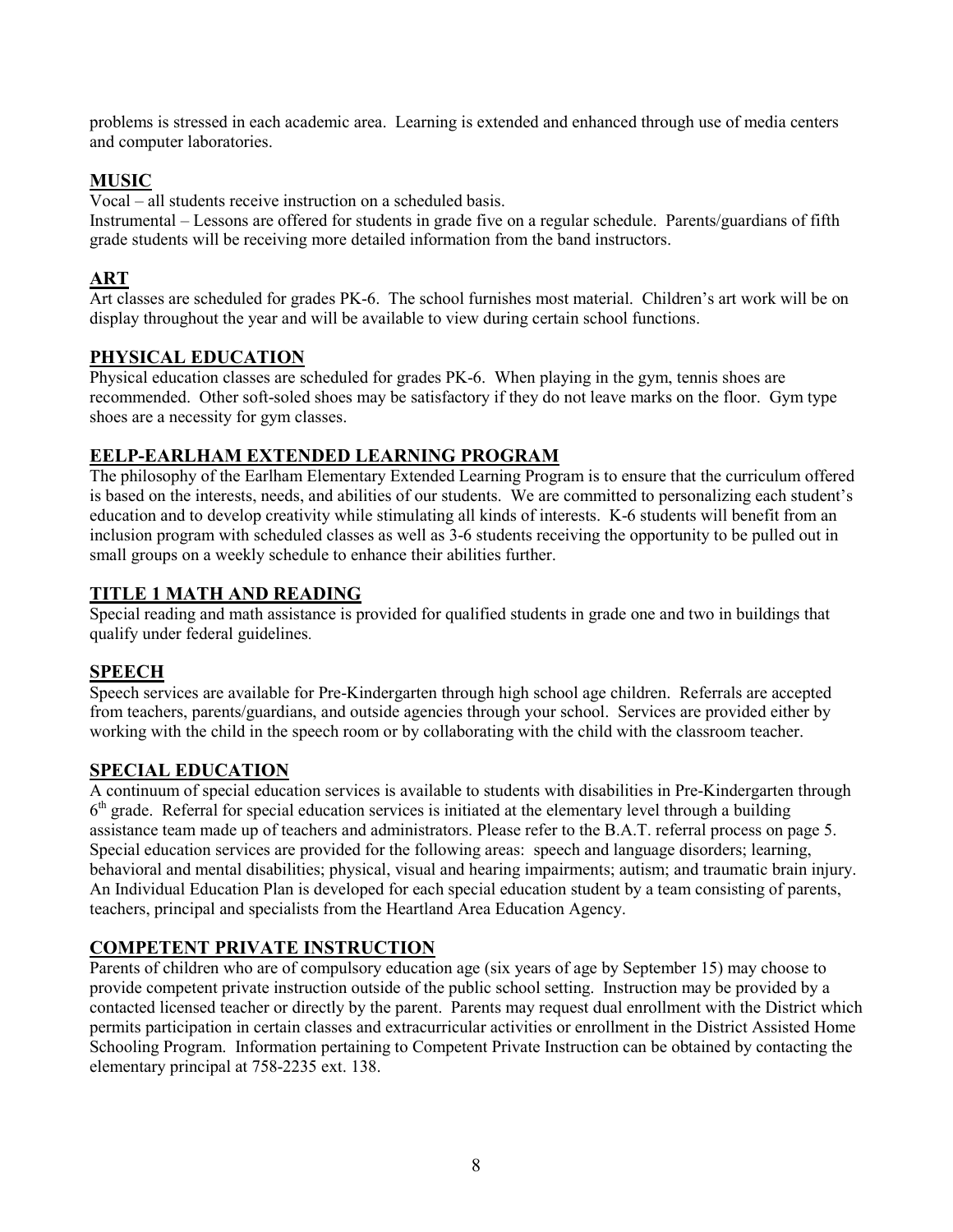problems is stressed in each academic area. Learning is extended and enhanced through use of media centers and computer laboratories.

## MUSIC

Vocal – all students receive instruction on a scheduled basis.

Instrumental – Lessons are offered for students in grade five on a regular schedule. Parents/guardians of fifth grade students will be receiving more detailed information from the band instructors.

## ART

Art classes are scheduled for grades PK-6. The school furnishes most material. Children's art work will be on display throughout the year and will be available to view during certain school functions.

## PHYSICAL EDUCATION

Physical education classes are scheduled for grades PK-6. When playing in the gym, tennis shoes are recommended. Other soft-soled shoes may be satisfactory if they do not leave marks on the floor. Gym type shoes are a necessity for gym classes.

## EELP-EARLHAM EXTENDED LEARNING PROGRAM

The philosophy of the Earlham Elementary Extended Learning Program is to ensure that the curriculum offered is based on the interests, needs, and abilities of our students. We are committed to personalizing each student's education and to develop creativity while stimulating all kinds of interests. K-6 students will benefit from an inclusion program with scheduled classes as well as 3-6 students receiving the opportunity to be pulled out in small groups on a weekly schedule to enhance their abilities further.

## TITLE 1 MATH AND READING

Special reading and math assistance is provided for qualified students in grade one and two in buildings that qualify under federal guidelines.

## SPEECH

Speech services are available for Pre-Kindergarten through high school age children. Referrals are accepted from teachers, parents/guardians, and outside agencies through your school. Services are provided either by working with the child in the speech room or by collaborating with the child with the classroom teacher.

## SPECIAL EDUCATION

A continuum of special education services is available to students with disabilities in Pre-Kindergarten through 6th grade. Referral for special education services is initiated at the elementary level through a building assistance team made up of teachers and administrators. Please refer to the B.A.T. referral process on page 5. Special education services are provided for the following areas: speech and language disorders; learning, behavioral and mental disabilities; physical, visual and hearing impairments; autism; and traumatic brain injury. An Individual Education Plan is developed for each special education student by a team consisting of parents, teachers, principal and specialists from the Heartland Area Education Agency.

## COMPETENT PRIVATE INSTRUCTION

Parents of children who are of compulsory education age (six years of age by September 15) may choose to provide competent private instruction outside of the public school setting. Instruction may be provided by a contacted licensed teacher or directly by the parent. Parents may request dual enrollment with the District which permits participation in certain classes and extracurricular activities or enrollment in the District Assisted Home Schooling Program. Information pertaining to Competent Private Instruction can be obtained by contacting the elementary principal at 758-2235 ext. 138.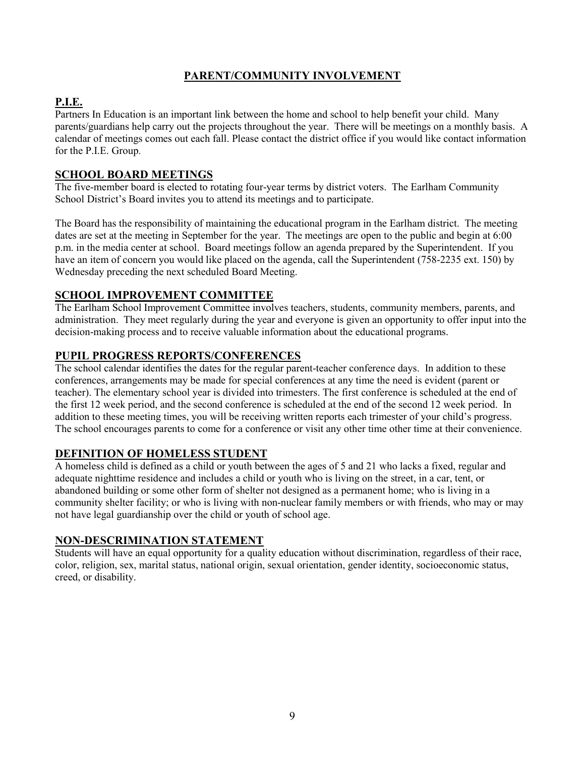# PARENT/COMMUNITY INVOLVEMENT

## P.I.E.

Partners In Education is an important link between the home and school to help benefit your child. Many parents/guardians help carry out the projects throughout the year. There will be meetings on a monthly basis. A calendar of meetings comes out each fall. Please contact the district office if you would like contact information for the P.I.E. Group.

## SCHOOL BOARD MEETINGS

The five-member board is elected to rotating four-year terms by district voters. The Earlham Community School District's Board invites you to attend its meetings and to participate.

The Board has the responsibility of maintaining the educational program in the Earlham district. The meeting dates are set at the meeting in September for the year. The meetings are open to the public and begin at 6:00 p.m. in the media center at school. Board meetings follow an agenda prepared by the Superintendent. If you have an item of concern you would like placed on the agenda, call the Superintendent (758-2235 ext. 150) by Wednesday preceding the next scheduled Board Meeting.

## SCHOOL IMPROVEMENT COMMITTEE

The Earlham School Improvement Committee involves teachers, students, community members, parents, and administration. They meet regularly during the year and everyone is given an opportunity to offer input into the decision-making process and to receive valuable information about the educational programs.

## PUPIL PROGRESS REPORTS/CONFERENCES

The school calendar identifies the dates for the regular parent-teacher conference days. In addition to these conferences, arrangements may be made for special conferences at any time the need is evident (parent or teacher). The elementary school year is divided into trimesters. The first conference is scheduled at the end of the first 12 week period, and the second conference is scheduled at the end of the second 12 week period. In addition to these meeting times, you will be receiving written reports each trimester of your child's progress. The school encourages parents to come for a conference or visit any other time other time at their convenience.

## DEFINITION OF HOMELESS STUDENT

A homeless child is defined as a child or youth between the ages of 5 and 21 who lacks a fixed, regular and adequate nighttime residence and includes a child or youth who is living on the street, in a car, tent, or abandoned building or some other form of shelter not designed as a permanent home; who is living in a community shelter facility; or who is living with non-nuclear family members or with friends, who may or may not have legal guardianship over the child or youth of school age.

## NON-DESCRIMINATION STATEMENT

Students will have an equal opportunity for a quality education without discrimination, regardless of their race, color, religion, sex, marital status, national origin, sexual orientation, gender identity, socioeconomic status, creed, or disability.